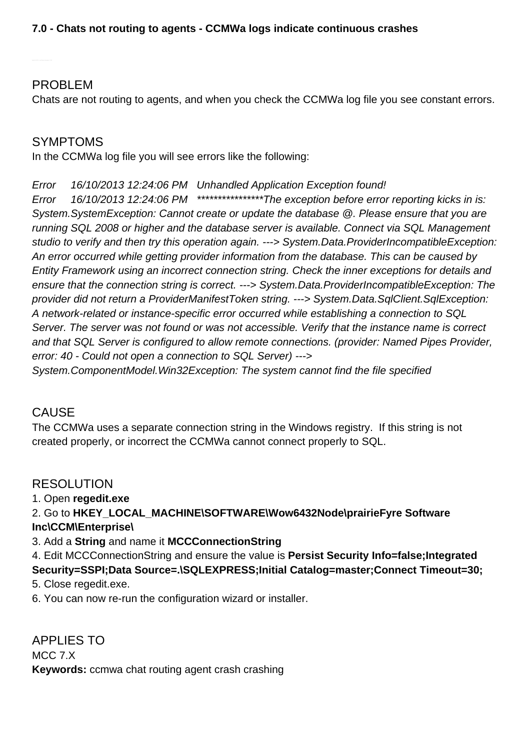**7.0 - Chats not routing to agents - CCMWa logs indicate continuous crashes**

## PROBLEM

Chats are not routing to agents, and when you check the CCMWa log file you see constant errors.

## SYMPTOMS

In the CCMWa log file you will see errors like the following:

*Error 16/10/2013 12:24:06 PM Unhandled Application Exception found!*
*Error 16/10/2013 12:24:06 PM ****************The exception before error reporting kicks in is: System.SystemException: Cannot create or update the database @. Please ensure that you are running SQL 2008 or higher and the database server is available. Connect via SQL Management studio to verify and then try this operation again. ---> System.Data.ProviderIncompatibleException: An error occurred while getting provider information from the database. This can be caused by Entity Framework using an incorrect connection string. Check the inner exceptions for details and ensure that the connection string is correct. ---> System.Data.ProviderIncompatibleException: The provider did not return a ProviderManifestToken string. ---> System.Data.SqlClient.SqlException: A network-related or instance-specific error occurred while establishing a connection to SQL Server. The server was not found or was not accessible. Verify that the instance name is correct and that SQL Server is configured to allow remote connections. (provider: Named Pipes Provider, error: 40 - Could not open a connection to SQL Server) ---> System.ComponentModel.Win32Exception: The system cannot find the file specified*

## CAUSE

The CCMWa uses a separate connection string in the Windows registry. If this string is not created properly, or incorrect the CCMWa cannot connect properly to SQL.

## RESOLUTION

1. Open **regedit.exe**
2. Go to **HKEY_LOCAL_MACHINE\SOFTWARE\Wow6432Node\prairieFyre Software Inc\CCM\Enterprise\**
3. Add a **String** and name it **MCCConnectionString**
4. Edit MCCConnectionString and ensure the value is **Persist Security Info=false;Integrated Security=SSPI;Data Source=.\SQLEXPRESS;Initial Catalog=master;Connect Timeout=30;**
5. Close regedit.exe.
6. You can now re-run the configuration wizard or installer.

## APPLIES TO

MCC 7.X

**Keywords:** ccmwa chat routing agent crash crashing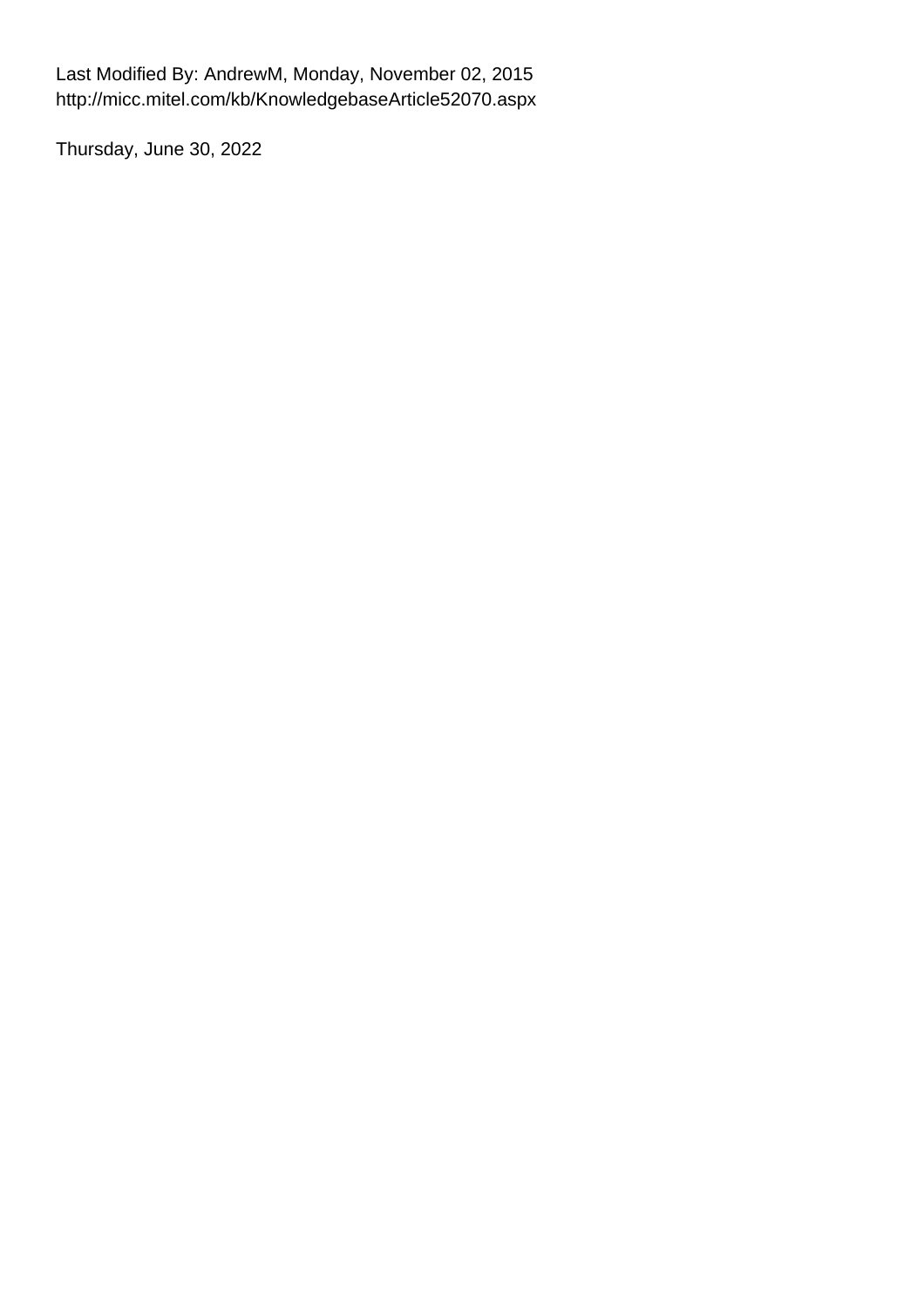Last Modified By: AndrewM, Monday, November 02, 2015
http://micc.mitel.com/kb/KnowledgebaseArticle52070.aspx

Thursday, June 30, 2022